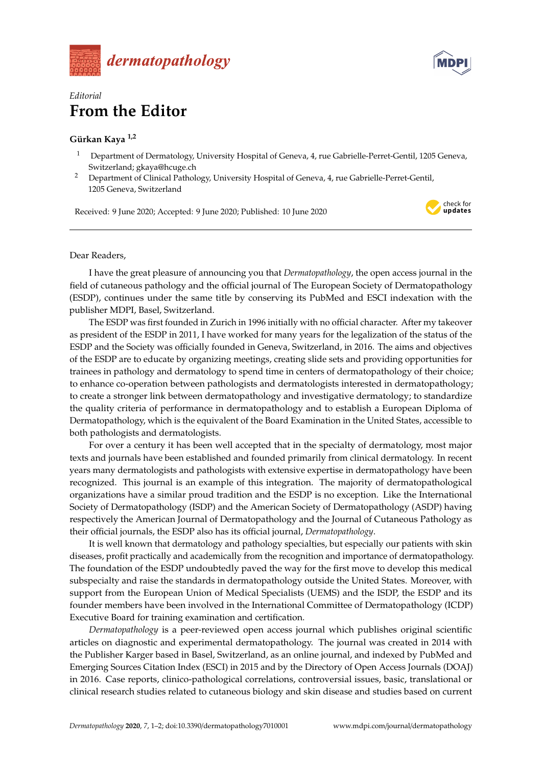*Editorial*

# From the Editor

**Gürkan Kaya** [1,2]

[1] Department of Dermatology, University Hospital of Geneva, 4, rue Gabrielle-Perret-Gentil, 1205 Geneva, Switzerland; gkaya@hcuge.ch

[2] Department of Clinical Pathology, University Hospital of Geneva, 4, rue Gabrielle-Perret-Gentil, 1205 Geneva, Switzerland

Received: 9 June 2020; Accepted: 9 June 2020; Published: 10 June 2020

---

Dear Readers,

I have the great pleasure of announcing you that *Dermatopathology*, the open access journal in the field of cutaneous pathology and the official journal of The European Society of Dermatopathology (ESDP), continues under the same title by conserving its PubMed and ESCI indexation with the publisher MDPI, Basel, Switzerland.

The ESDP was first founded in Zurich in 1996 initially with no official character. After my takeover as president of the ESDP in 2011, I have worked for many years for the legalization of the status of the ESDP and the Society was officially founded in Geneva, Switzerland, in 2016. The aims and objectives of the ESDP are to educate by organizing meetings, creating slide sets and providing opportunities for trainees in pathology and dermatology to spend time in centers of dermatopathology of their choice; to enhance co-operation between pathologists and dermatologists interested in dermatopathology; to create a stronger link between dermatopathology and investigative dermatology; to standardize the quality criteria of performance in dermatopathology and to establish a European Diploma of Dermatopathology, which is the equivalent of the Board Examination in the United States, accessible to both pathologists and dermatologists.

For over a century it has been well accepted that in the specialty of dermatology, most major texts and journals have been established and founded primarily from clinical dermatology. In recent years many dermatologists and pathologists with extensive expertise in dermatopathology have been recognized. This journal is an example of this integration. The majority of dermatopathological organizations have a similar proud tradition and the ESDP is no exception. Like the International Society of Dermatopathology (ISDP) and the American Society of Dermatopathology (ASDP) having respectively the American Journal of Dermatopathology and the Journal of Cutaneous Pathology as their official journals, the ESDP also has its official journal, *Dermatopathology*.

It is well known that dermatology and pathology specialties, but especially our patients with skin diseases, profit practically and academically from the recognition and importance of dermatopathology. The foundation of the ESDP undoubtedly paved the way for the first move to develop this medical subspecialty and raise the standards in dermatopathology outside the United States. Moreover, with support from the European Union of Medical Specialists (UEMS) and the ISDP, the ESDP and its founder members have been involved in the International Committee of Dermatopathology (ICDP) Executive Board for training examination and certification.

*Dermatopathology* is a peer-reviewed open access journal which publishes original scientific articles on diagnostic and experimental dermatopathology. The journal was created in 2014 with the Publisher Karger based in Basel, Switzerland, as an online journal, and indexed by PubMed and Emerging Sources Citation Index (ESCI) in 2015 and by the Directory of Open Access Journals (DOAJ) in 2016. Case reports, clinico-pathological correlations, controversial issues, basic, translational or clinical research studies related to cutaneous biology and skin disease and studies based on current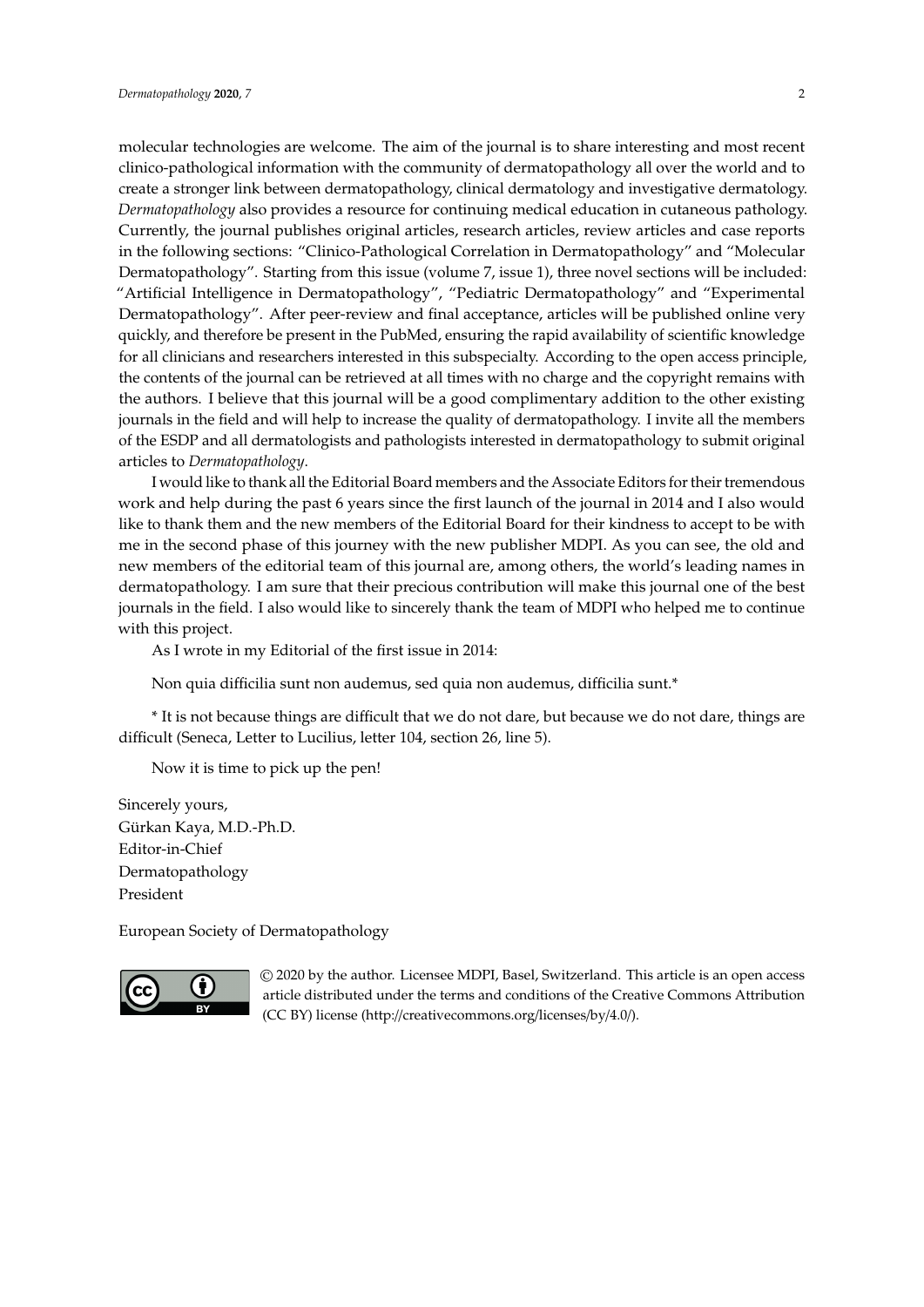molecular technologies are welcome. The aim of the journal is to share interesting and most recent clinico-pathological information with the community of dermatopathology all over the world and to create a stronger link between dermatopathology, clinical dermatology and investigative dermatology. *Dermatopathology* also provides a resource for continuing medical education in cutaneous pathology. Currently, the journal publishes original articles, research articles, review articles and case reports in the following sections: "Clinico-Pathological Correlation in Dermatopathology" and "Molecular Dermatopathology". Starting from this issue (volume 7, issue 1), three novel sections will be included: "Artificial Intelligence in Dermatopathology", "Pediatric Dermatopathology" and "Experimental Dermatopathology". After peer-review and final acceptance, articles will be published online very quickly, and therefore be present in the PubMed, ensuring the rapid availability of scientific knowledge for all clinicians and researchers interested in this subspecialty. According to the open access principle, the contents of the journal can be retrieved at all times with no charge and the copyright remains with the authors. I believe that this journal will be a good complimentary addition to the other existing journals in the field and will help to increase the quality of dermatopathology. I invite all the members of the ESDP and all dermatologists and pathologists interested in dermatopathology to submit original articles to *Dermatopathology*.

I would like to thank all the Editorial Board members and the Associate Editors for their tremendous work and help during the past 6 years since the first launch of the journal in 2014 and I also would like to thank them and the new members of the Editorial Board for their kindness to accept to be with me in the second phase of this journey with the new publisher MDPI. As you can see, the old and new members of the editorial team of this journal are, among others, the world's leading names in dermatopathology. I am sure that their precious contribution will make this journal one of the best journals in the field. I also would like to sincerely thank the team of MDPI who helped me to continue with this project.

As I wrote in my Editorial of the first issue in 2014:

Non quia difficilia sunt non audemus, sed quia non audemus, difficilia sunt.*

* It is not because things are difficult that we do not dare, but because we do not dare, things are difficult (Seneca, Letter to Lucilius, letter 104, section 26, line 5).

Now it is time to pick up the pen!

Sincerely yours,
Gürkan Kaya, M.D.-Ph.D.
Editor-in-Chief
Dermatopathology
President

European Society of Dermatopathology

© 2020 by the author. Licensee MDPI, Basel, Switzerland. This article is an open access article distributed under the terms and conditions of the Creative Commons Attribution (CC BY) license (http://creativecommons.org/licenses/by/4.0/).